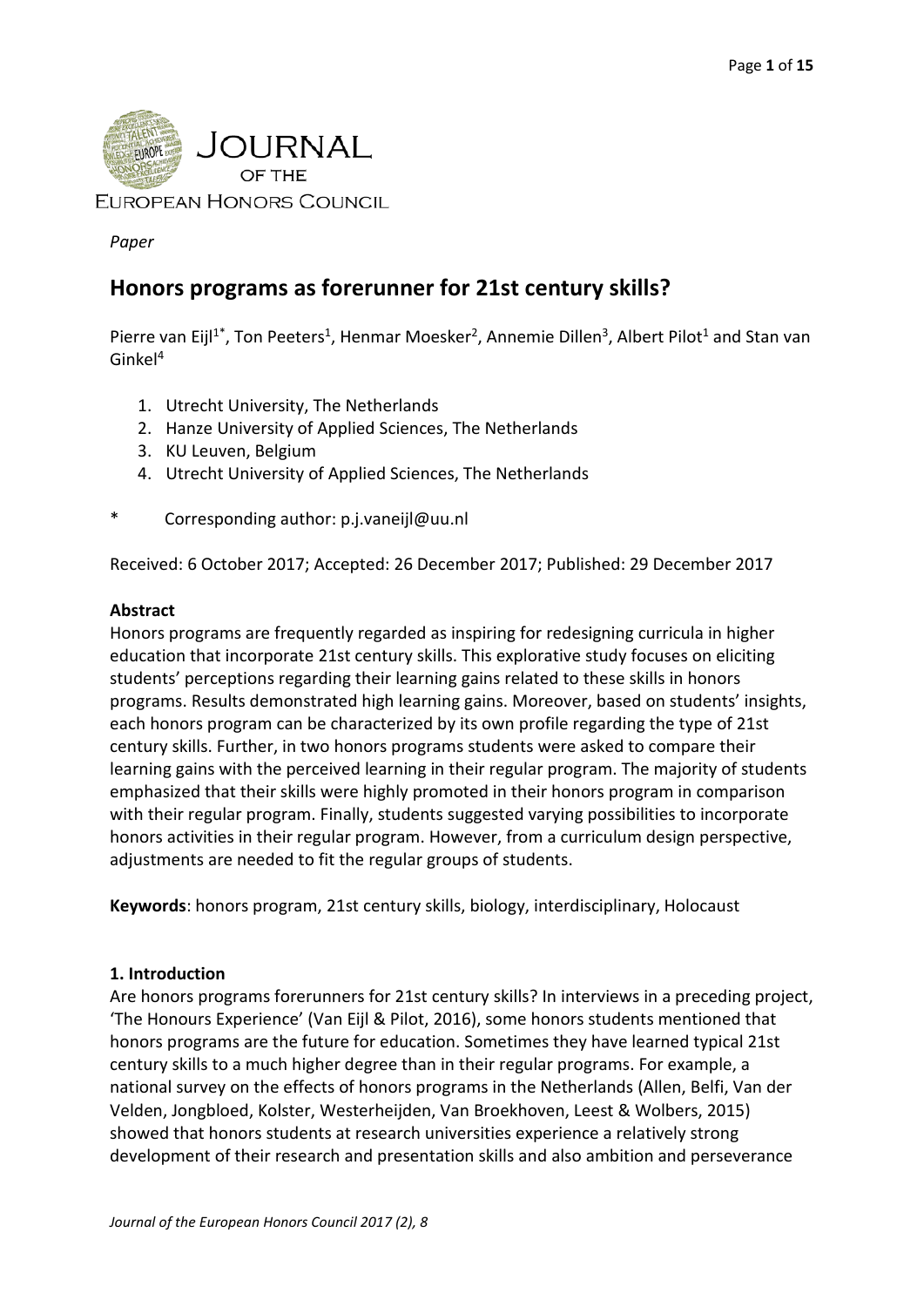*Paper*

# Honors programs as forerunner for 21st century skills?

Pierre van Eijl[1*], Ton Peeters[1], Henmar Moesker[2], Annemie Dillen[3], Albert Pilot[1] and Stan van Ginkel[4]

1. Utrecht University, The Netherlands
2. Hanze University of Applied Sciences, The Netherlands
3. KU Leuven, Belgium
4. Utrecht University of Applied Sciences, The Netherlands

\* Corresponding author: p.j.vaneijl@uu.nl

Received: 6 October 2017; Accepted: 26 December 2017; Published: 29 December 2017

**Abstract**

Honors programs are frequently regarded as inspiring for redesigning curricula in higher education that incorporate 21st century skills. This explorative study focuses on eliciting students' perceptions regarding their learning gains related to these skills in honors programs. Results demonstrated high learning gains. Moreover, based on students' insights, each honors program can be characterized by its own profile regarding the type of 21st century skills. Further, in two honors programs students were asked to compare their learning gains with the perceived learning in their regular program. The majority of students emphasized that their skills were highly promoted in their honors program in comparison with their regular program. Finally, students suggested varying possibilities to incorporate honors activities in their regular program. However, from a curriculum design perspective, adjustments are needed to fit the regular groups of students.

**Keywords**: honors program, 21st century skills, biology, interdisciplinary, Holocaust

## 1. Introduction

Are honors programs forerunners for 21st century skills? In interviews in a preceding project, 'The Honours Experience' (Van Eijl & Pilot, 2016), some honors students mentioned that honors programs are the future for education. Sometimes they have learned typical 21st century skills to a much higher degree than in their regular programs. For example, a national survey on the effects of honors programs in the Netherlands (Allen, Belfi, Van der Velden, Jongbloed, Kolster, Westerheijden, Van Broekhoven, Leest & Wolbers, 2015) showed that honors students at research universities experience a relatively strong development of their research and presentation skills and also ambition and perseverance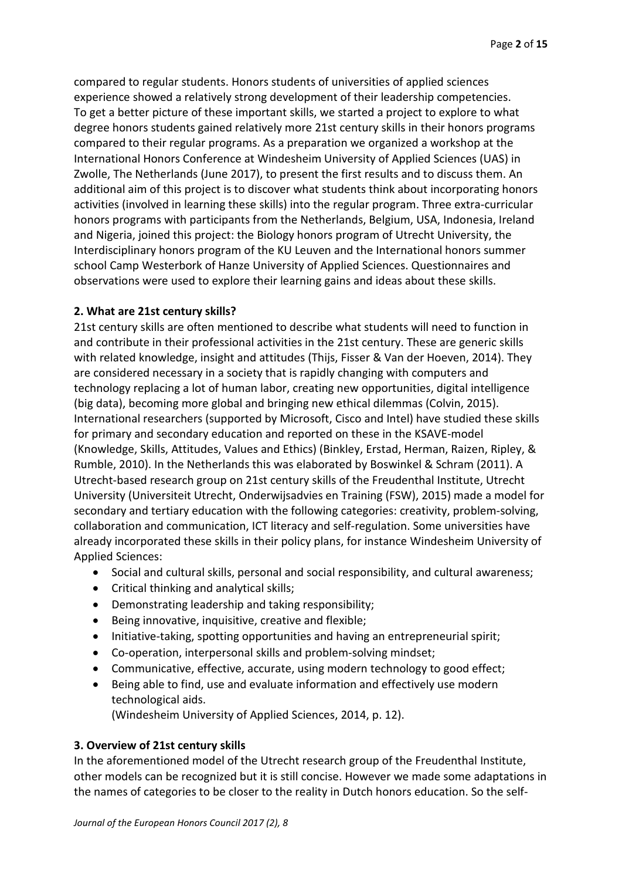compared to regular students. Honors students of universities of applied sciences experience showed a relatively strong development of their leadership competencies. To get a better picture of these important skills, we started a project to explore to what degree honors students gained relatively more 21st century skills in their honors programs compared to their regular programs. As a preparation we organized a workshop at the International Honors Conference at Windesheim University of Applied Sciences (UAS) in Zwolle, The Netherlands (June 2017), to present the first results and to discuss them. An additional aim of this project is to discover what students think about incorporating honors activities (involved in learning these skills) into the regular program. Three extra-curricular honors programs with participants from the Netherlands, Belgium, USA, Indonesia, Ireland and Nigeria, joined this project: the Biology honors program of Utrecht University, the Interdisciplinary honors program of the KU Leuven and the International honors summer school Camp Westerbork of Hanze University of Applied Sciences. Questionnaires and observations were used to explore their learning gains and ideas about these skills.

## 2. What are 21st century skills?

21st century skills are often mentioned to describe what students will need to function in and contribute in their professional activities in the 21st century. These are generic skills with related knowledge, insight and attitudes (Thijs, Fisser & Van der Hoeven, 2014). They are considered necessary in a society that is rapidly changing with computers and technology replacing a lot of human labor, creating new opportunities, digital intelligence (big data), becoming more global and bringing new ethical dilemmas (Colvin, 2015). International researchers (supported by Microsoft, Cisco and Intel) have studied these skills for primary and secondary education and reported on these in the KSAVE-model (Knowledge, Skills, Attitudes, Values and Ethics) (Binkley, Erstad, Herman, Raizen, Ripley, & Rumble, 2010). In the Netherlands this was elaborated by Boswinkel & Schram (2011). A Utrecht-based research group on 21st century skills of the Freudenthal Institute, Utrecht University (Universiteit Utrecht, Onderwijsadvies en Training (FSW), 2015) made a model for secondary and tertiary education with the following categories: creativity, problem-solving, collaboration and communication, ICT literacy and self-regulation. Some universities have already incorporated these skills in their policy plans, for instance Windesheim University of Applied Sciences:

- Social and cultural skills, personal and social responsibility, and cultural awareness;
- Critical thinking and analytical skills;
- Demonstrating leadership and taking responsibility;
- Being innovative, inquisitive, creative and flexible;
- Initiative-taking, spotting opportunities and having an entrepreneurial spirit;
- Co-operation, interpersonal skills and problem-solving mindset;
- Communicative, effective, accurate, using modern technology to good effect;
- Being able to find, use and evaluate information and effectively use modern technological aids.
  (Windesheim University of Applied Sciences, 2014, p. 12).

## 3. Overview of 21st century skills

In the aforementioned model of the Utrecht research group of the Freudenthal Institute, other models can be recognized but it is still concise. However we made some adaptations in the names of categories to be closer to the reality in Dutch honors education. So the self-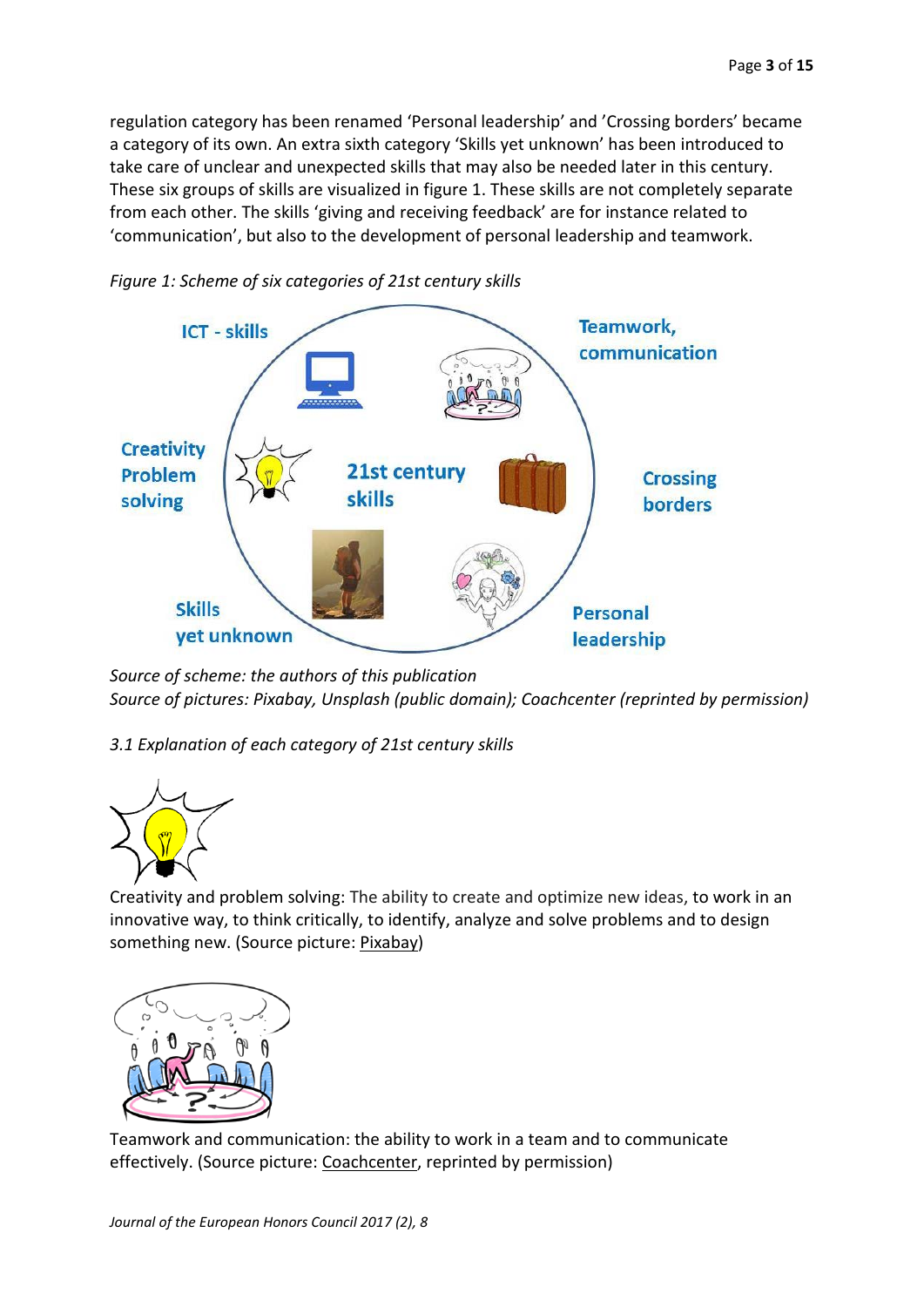regulation category has been renamed 'Personal leadership' and 'Crossing borders' became a category of its own. An extra sixth category 'Skills yet unknown' has been introduced to take care of unclear and unexpected skills that may also be needed later in this century. These six groups of skills are visualized in figure 1. These skills are not completely separate from each other. The skills 'giving and receiving feedback' are for instance related to 'communication', but also to the development of personal leadership and teamwork.

*Figure 1: Scheme of six categories of 21st century skills*

*Source of scheme: the authors of this publication*
*Source of pictures: Pixabay, Unsplash (public domain); Coachcenter (reprinted by permission)*

*3.1 Explanation of each category of 21st century skills*

Creativity and problem solving: The ability to create and optimize new ideas, to work in an innovative way, to think critically, to identify, analyze and solve problems and to design something new. (Source picture: Pixabay)

Teamwork and communication: the ability to work in a team and to communicate effectively. (Source picture: Coachcenter, reprinted by permission)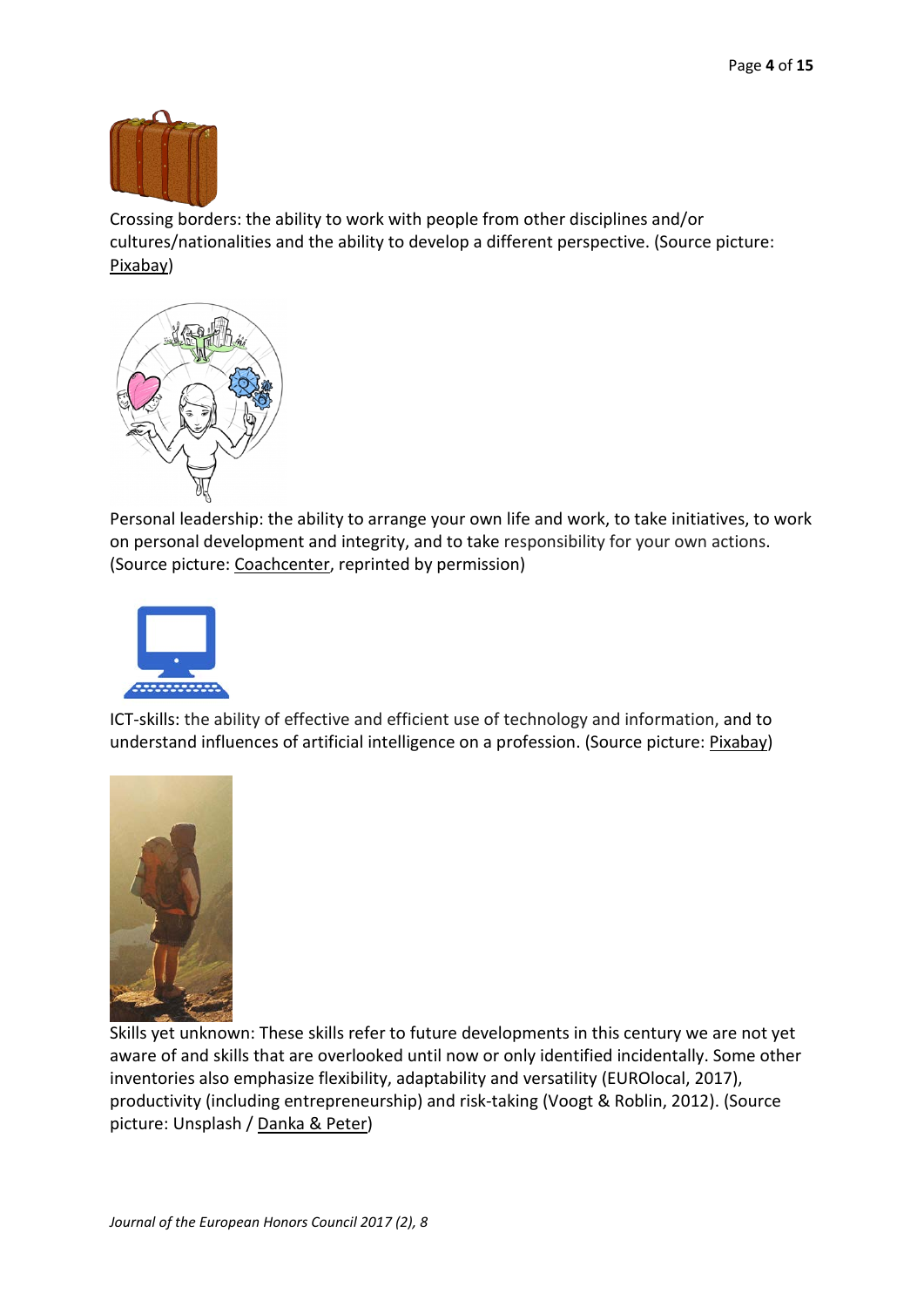Crossing borders: the ability to work with people from other disciplines and/or cultures/nationalities and the ability to develop a different perspective. (Source picture: Pixabay)

Personal leadership: the ability to arrange your own life and work, to take initiatives, to work on personal development and integrity, and to take responsibility for your own actions. (Source picture: Coachcenter, reprinted by permission)

ICT-skills: the ability of effective and efficient use of technology and information, and to understand influences of artificial intelligence on a profession. (Source picture: Pixabay)

Skills yet unknown: These skills refer to future developments in this century we are not yet aware of and skills that are overlooked until now or only identified incidentally. Some other inventories also emphasize flexibility, adaptability and versatility (EUROlocal, 2017), productivity (including entrepreneurship) and risk-taking (Voogt & Roblin, 2012). (Source picture: Unsplash / Danka & Peter)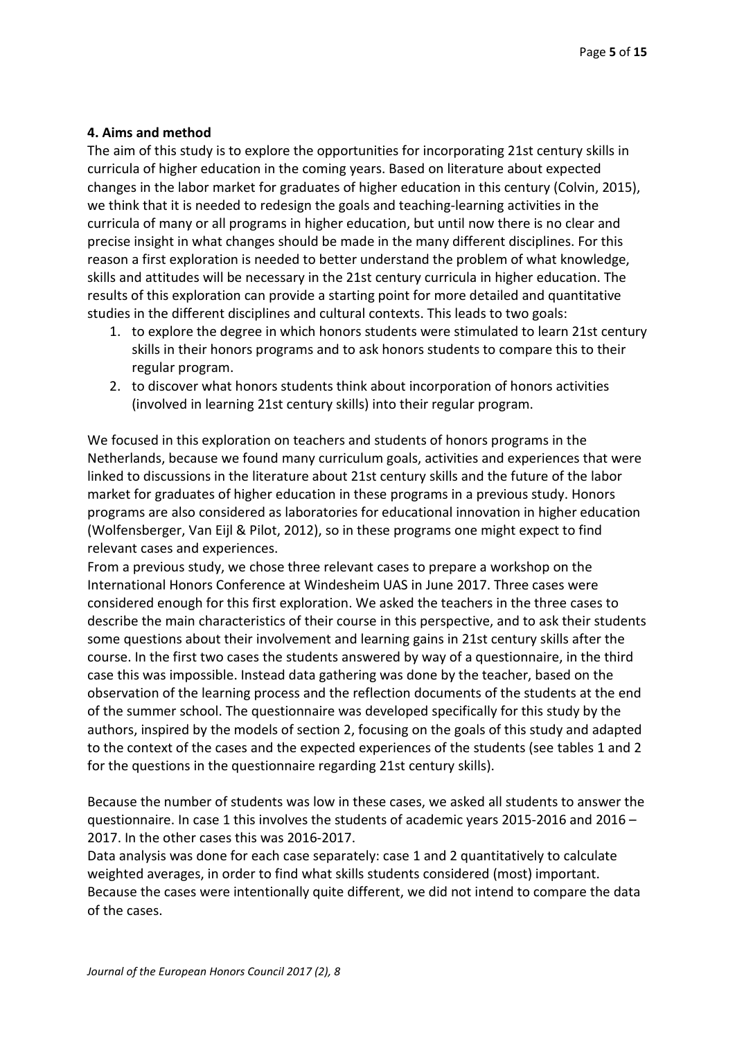## 4. Aims and method

The aim of this study is to explore the opportunities for incorporating 21st century skills in curricula of higher education in the coming years. Based on literature about expected changes in the labor market for graduates of higher education in this century (Colvin, 2015), we think that it is needed to redesign the goals and teaching-learning activities in the curricula of many or all programs in higher education, but until now there is no clear and precise insight in what changes should be made in the many different disciplines. For this reason a first exploration is needed to better understand the problem of what knowledge, skills and attitudes will be necessary in the 21st century curricula in higher education. The results of this exploration can provide a starting point for more detailed and quantitative studies in the different disciplines and cultural contexts. This leads to two goals:

1. to explore the degree in which honors students were stimulated to learn 21st century skills in their honors programs and to ask honors students to compare this to their regular program.
2. to discover what honors students think about incorporation of honors activities (involved in learning 21st century skills) into their regular program.

We focused in this exploration on teachers and students of honors programs in the Netherlands, because we found many curriculum goals, activities and experiences that were linked to discussions in the literature about 21st century skills and the future of the labor market for graduates of higher education in these programs in a previous study. Honors programs are also considered as laboratories for educational innovation in higher education (Wolfensberger, Van Eijl & Pilot, 2012), so in these programs one might expect to find relevant cases and experiences.

From a previous study, we chose three relevant cases to prepare a workshop on the International Honors Conference at Windesheim UAS in June 2017. Three cases were considered enough for this first exploration. We asked the teachers in the three cases to describe the main characteristics of their course in this perspective, and to ask their students some questions about their involvement and learning gains in 21st century skills after the course. In the first two cases the students answered by way of a questionnaire, in the third case this was impossible. Instead data gathering was done by the teacher, based on the observation of the learning process and the reflection documents of the students at the end of the summer school. The questionnaire was developed specifically for this study by the authors, inspired by the models of section 2, focusing on the goals of this study and adapted to the context of the cases and the expected experiences of the students (see tables 1 and 2 for the questions in the questionnaire regarding 21st century skills).

Because the number of students was low in these cases, we asked all students to answer the questionnaire. In case 1 this involves the students of academic years 2015-2016 and 2016 – 2017. In the other cases this was 2016-2017.

Data analysis was done for each case separately: case 1 and 2 quantitatively to calculate weighted averages, in order to find what skills students considered (most) important. Because the cases were intentionally quite different, we did not intend to compare the data of the cases.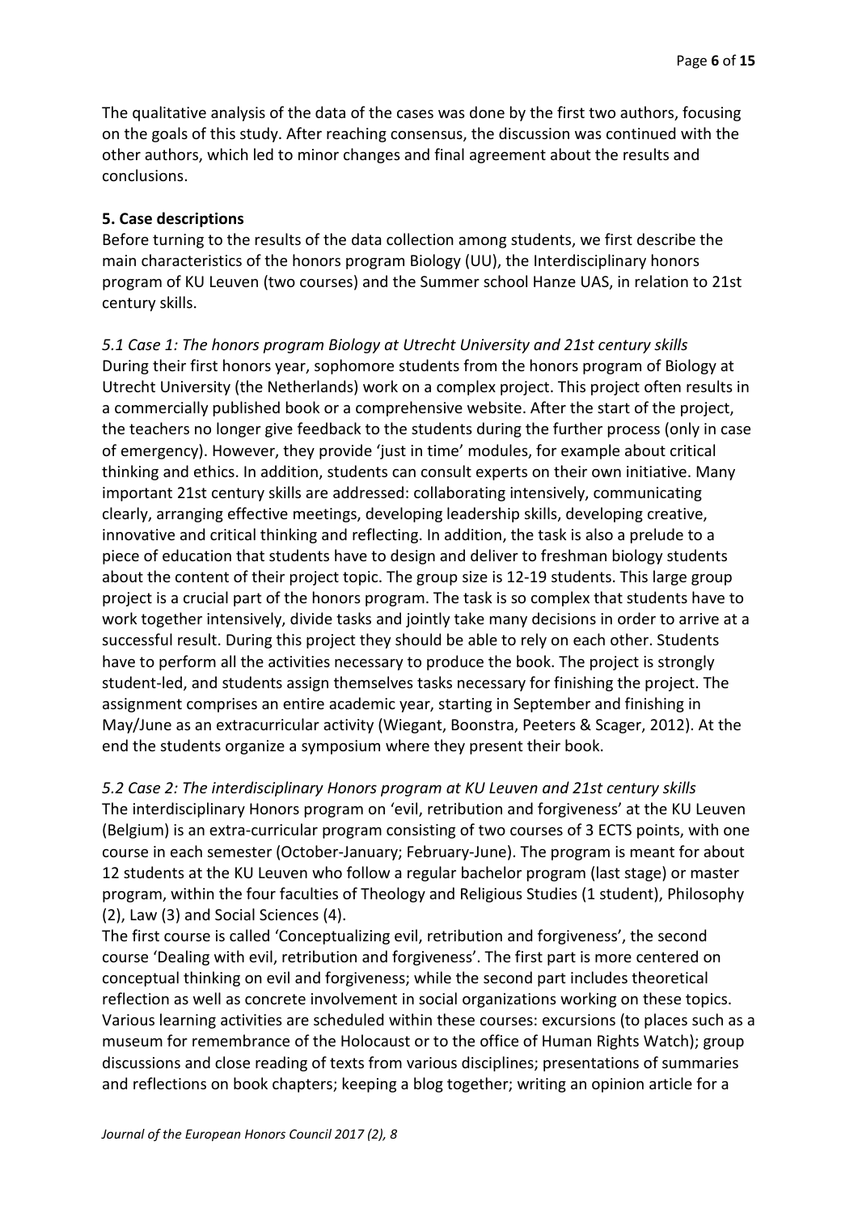The qualitative analysis of the data of the cases was done by the first two authors, focusing on the goals of this study. After reaching consensus, the discussion was continued with the other authors, which led to minor changes and final agreement about the results and conclusions.

## 5. Case descriptions

Before turning to the results of the data collection among students, we first describe the main characteristics of the honors program Biology (UU), the Interdisciplinary honors program of KU Leuven (two courses) and the Summer school Hanze UAS, in relation to 21st century skills.

### *5.1 Case 1: The honors program Biology at Utrecht University and 21st century skills*

During their first honors year, sophomore students from the honors program of Biology at Utrecht University (the Netherlands) work on a complex project. This project often results in a commercially published book or a comprehensive website. After the start of the project, the teachers no longer give feedback to the students during the further process (only in case of emergency). However, they provide 'just in time' modules, for example about critical thinking and ethics. In addition, students can consult experts on their own initiative. Many important 21st century skills are addressed: collaborating intensively, communicating clearly, arranging effective meetings, developing leadership skills, developing creative, innovative and critical thinking and reflecting. In addition, the task is also a prelude to a piece of education that students have to design and deliver to freshman biology students about the content of their project topic. The group size is 12-19 students. This large group project is a crucial part of the honors program. The task is so complex that students have to work together intensively, divide tasks and jointly take many decisions in order to arrive at a successful result. During this project they should be able to rely on each other. Students have to perform all the activities necessary to produce the book. The project is strongly student-led, and students assign themselves tasks necessary for finishing the project. The assignment comprises an entire academic year, starting in September and finishing in May/June as an extracurricular activity (Wiegant, Boonstra, Peeters & Scager, 2012). At the end the students organize a symposium where they present their book.

### *5.2 Case 2: The interdisciplinary Honors program at KU Leuven and 21st century skills*

The interdisciplinary Honors program on 'evil, retribution and forgiveness' at the KU Leuven (Belgium) is an extra-curricular program consisting of two courses of 3 ECTS points, with one course in each semester (October-January; February-June). The program is meant for about 12 students at the KU Leuven who follow a regular bachelor program (last stage) or master program, within the four faculties of Theology and Religious Studies (1 student), Philosophy (2), Law (3) and Social Sciences (4).

The first course is called 'Conceptualizing evil, retribution and forgiveness', the second course 'Dealing with evil, retribution and forgiveness'. The first part is more centered on conceptual thinking on evil and forgiveness; while the second part includes theoretical reflection as well as concrete involvement in social organizations working on these topics. Various learning activities are scheduled within these courses: excursions (to places such as a museum for remembrance of the Holocaust or to the office of Human Rights Watch); group discussions and close reading of texts from various disciplines; presentations of summaries and reflections on book chapters; keeping a blog together; writing an opinion article for a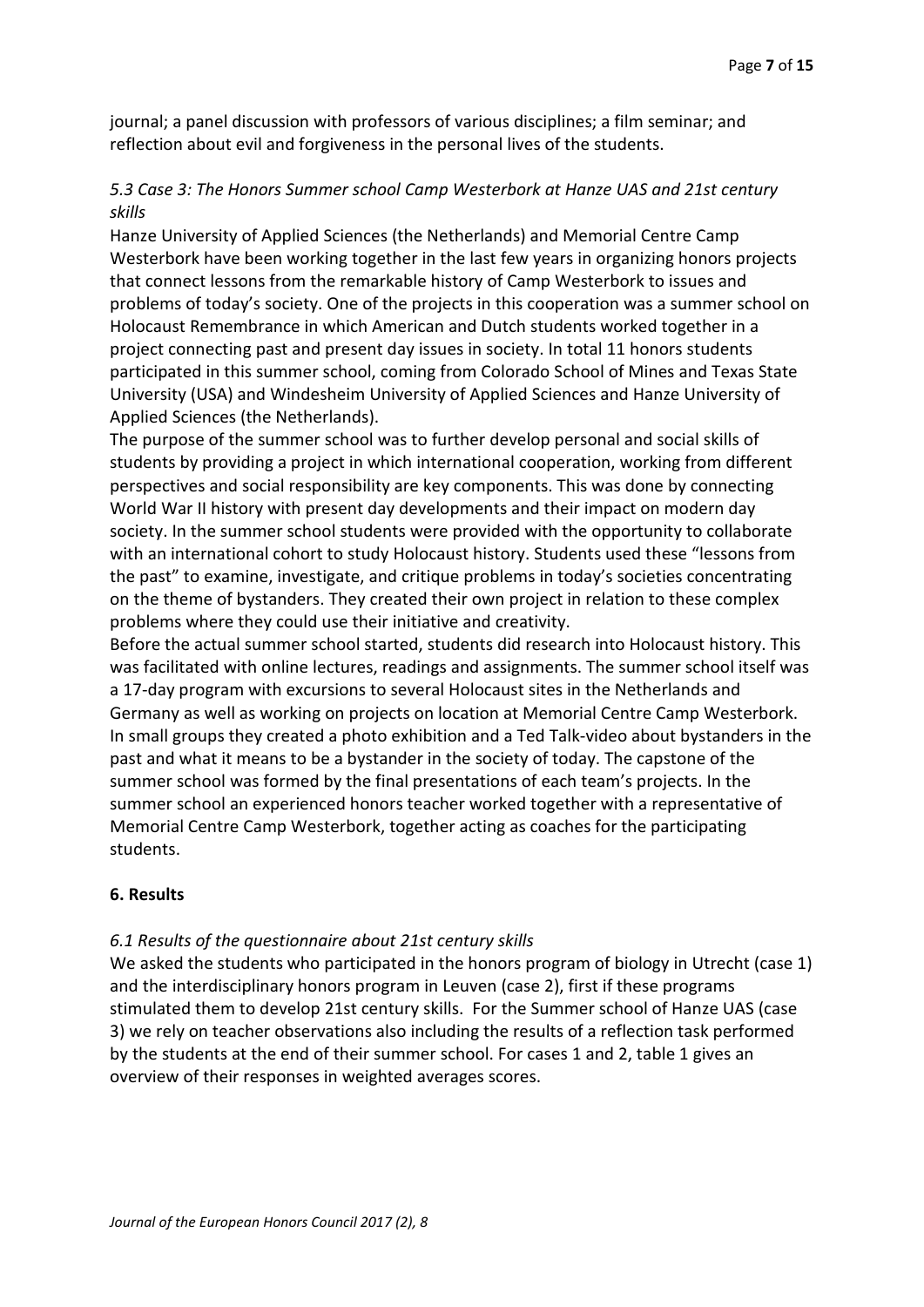journal; a panel discussion with professors of various disciplines; a film seminar; and reflection about evil and forgiveness in the personal lives of the students.

### *5.3 Case 3: The Honors Summer school Camp Westerbork at Hanze UAS and 21st century skills*

Hanze University of Applied Sciences (the Netherlands) and Memorial Centre Camp Westerbork have been working together in the last few years in organizing honors projects that connect lessons from the remarkable history of Camp Westerbork to issues and problems of today's society. One of the projects in this cooperation was a summer school on Holocaust Remembrance in which American and Dutch students worked together in a project connecting past and present day issues in society. In total 11 honors students participated in this summer school, coming from Colorado School of Mines and Texas State University (USA) and Windesheim University of Applied Sciences and Hanze University of Applied Sciences (the Netherlands).

The purpose of the summer school was to further develop personal and social skills of students by providing a project in which international cooperation, working from different perspectives and social responsibility are key components. This was done by connecting World War II history with present day developments and their impact on modern day society. In the summer school students were provided with the opportunity to collaborate with an international cohort to study Holocaust history. Students used these "lessons from the past" to examine, investigate, and critique problems in today's societies concentrating on the theme of bystanders. They created their own project in relation to these complex problems where they could use their initiative and creativity.

Before the actual summer school started, students did research into Holocaust history. This was facilitated with online lectures, readings and assignments. The summer school itself was a 17-day program with excursions to several Holocaust sites in the Netherlands and Germany as well as working on projects on location at Memorial Centre Camp Westerbork. In small groups they created a photo exhibition and a Ted Talk-video about bystanders in the past and what it means to be a bystander in the society of today. The capstone of the summer school was formed by the final presentations of each team's projects. In the summer school an experienced honors teacher worked together with a representative of Memorial Centre Camp Westerbork, together acting as coaches for the participating students.

## **6. Results**

### *6.1 Results of the questionnaire about 21st century skills*

We asked the students who participated in the honors program of biology in Utrecht (case 1) and the interdisciplinary honors program in Leuven (case 2), first if these programs stimulated them to develop 21st century skills. For the Summer school of Hanze UAS (case 3) we rely on teacher observations also including the results of a reflection task performed by the students at the end of their summer school. For cases 1 and 2, table 1 gives an overview of their responses in weighted averages scores.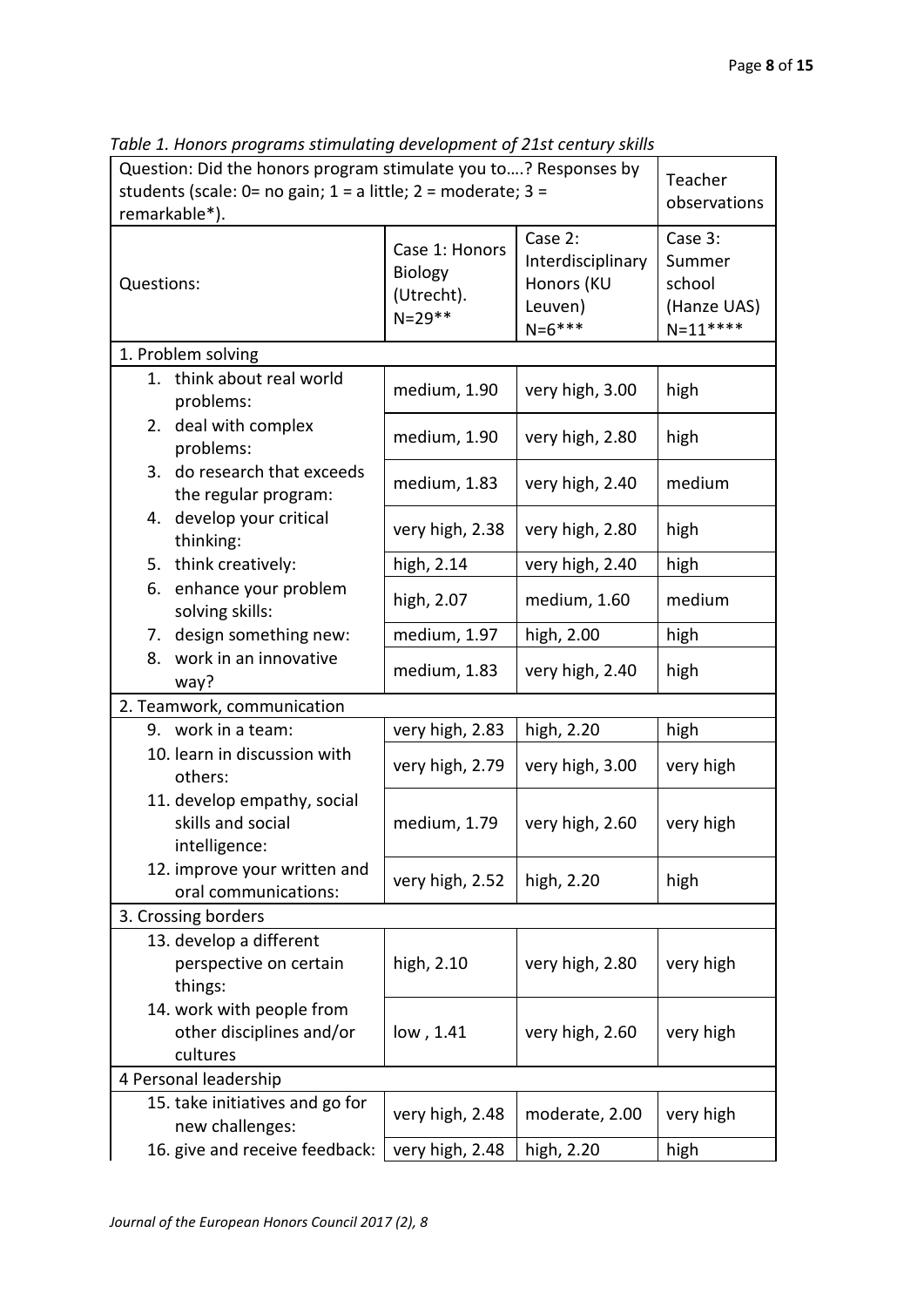*Table 1. Honors programs stimulating development of 21st century skills*

| Question: Did the honors program stimulate you to….? Responses by students (scale: 0= no gain; 1 = a little; 2 = moderate; 3 = remarkable*). | | | Teacher observations |
|---|---|---|---|
| Questions: | Case 1: Honors Biology (Utrecht). N=29** | Case 2: Interdisciplinary Honors (KU Leuven) N=6*** | Case 3: Summer school (Hanze UAS) N=11**** |
| 1. Problem solving | | | |
| 1. think about real world problems: | medium, 1.90 | very high, 3.00 | high |
| 2. deal with complex problems: | medium, 1.90 | very high, 2.80 | high |
| 3. do research that exceeds the regular program: | medium, 1.83 | very high, 2.40 | medium |
| 4. develop your critical thinking: | very high, 2.38 | very high, 2.80 | high |
| 5. think creatively: | high, 2.14 | very high, 2.40 | high |
| 6. enhance your problem solving skills: | high, 2.07 | medium, 1.60 | medium |
| 7. design something new: | medium, 1.97 | high, 2.00 | high |
| 8. work in an innovative way? | medium, 1.83 | very high, 2.40 | high |
| 2. Teamwork, communication | | | |
| 9. work in a team: | very high, 2.83 | high, 2.20 | high |
| 10. learn in discussion with others: | very high, 2.79 | very high, 3.00 | very high |
| 11. develop empathy, social skills and social intelligence: | medium, 1.79 | very high, 2.60 | very high |
| 12. improve your written and oral communications: | very high, 2.52 | high, 2.20 | high |
| 3. Crossing borders | | | |
| 13. develop a different perspective on certain things: | high, 2.10 | very high, 2.80 | very high |
| 14. work with people from other disciplines and/or cultures | low , 1.41 | very high, 2.60 | very high |
| 4 Personal leadership | | | |
| 15. take initiatives and go for new challenges: | very high, 2.48 | moderate, 2.00 | very high |
| 16. give and receive feedback: | very high, 2.48 | high, 2.20 | high |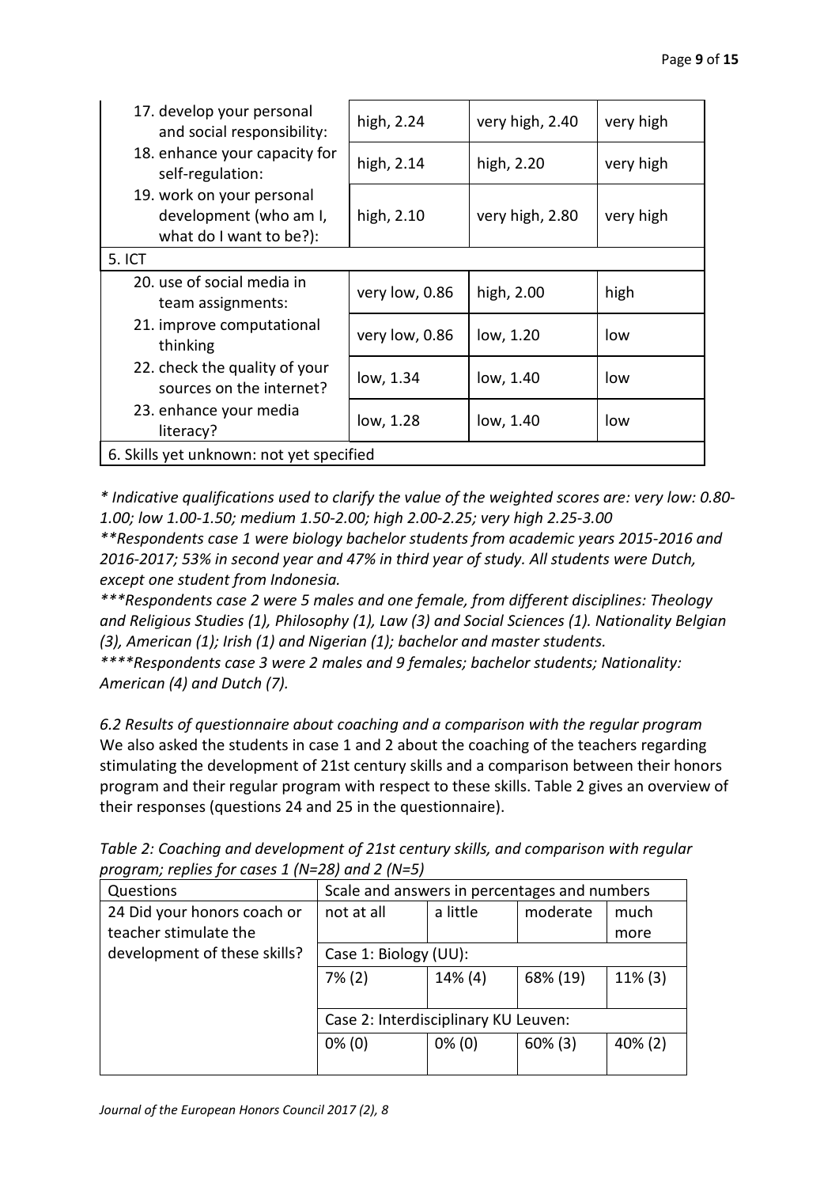| | | | |
|---|---|---|---|
| 17. develop your personal and social responsibility: | high, 2.24 | very high, 2.40 | very high |
| 18. enhance your capacity for self-regulation: | high, 2.14 | high, 2.20 | very high |
| 19. work on your personal development (who am I, what do I want to be?): | high, 2.10 | very high, 2.80 | very high |
| 5. ICT | | | |
| 20. use of social media in team assignments: | very low, 0.86 | high, 2.00 | high |
| 21. improve computational thinking | very low, 0.86 | low, 1.20 | low |
| 22. check the quality of your sources on the internet? | low, 1.34 | low, 1.40 | low |
| 23. enhance your media literacy? | low, 1.28 | low, 1.40 | low |
| 6. Skills yet unknown: not yet specified | | | |

*\* Indicative qualifications used to clarify the value of the weighted scores are: very low: 0.80-1.00; low 1.00-1.50; medium 1.50-2.00; high 2.00-2.25; very high 2.25-3.00*

*\*\*Respondents case 1 were biology bachelor students from academic years 2015-2016 and 2016-2017; 53% in second year and 47% in third year of study. All students were Dutch, except one student from Indonesia.*

*\*\*\*Respondents case 2 were 5 males and one female, from different disciplines: Theology and Religious Studies (1), Philosophy (1), Law (3) and Social Sciences (1). Nationality Belgian (3), American (1); Irish (1) and Nigerian (1); bachelor and master students.*

*\*\*\*\*Respondents case 3 were 2 males and 9 females; bachelor students; Nationality: American (4) and Dutch (7).*

*6.2 Results of questionnaire about coaching and a comparison with the regular program*

We also asked the students in case 1 and 2 about the coaching of the teachers regarding stimulating the development of 21st century skills and a comparison between their honors program and their regular program with respect to these skills. Table 2 gives an overview of their responses (questions 24 and 25 in the questionnaire).

*Table 2: Coaching and development of 21st century skills, and comparison with regular program; replies for cases 1 (N=28) and 2 (N=5)*

| Questions | Scale and answers in percentages and numbers | | | |
|---|---|---|---|---|
| 24 Did your honors coach or teacher stimulate the development of these skills? | not at all | a little | moderate | much more |
| | Case 1: Biology (UU): | | | |
| | 7% (2) | 14% (4) | 68% (19) | 11% (3) |
| | Case 2: Interdisciplinary KU Leuven: | | | |
| | 0% (0) | 0% (0) | 60% (3) | 40% (2) |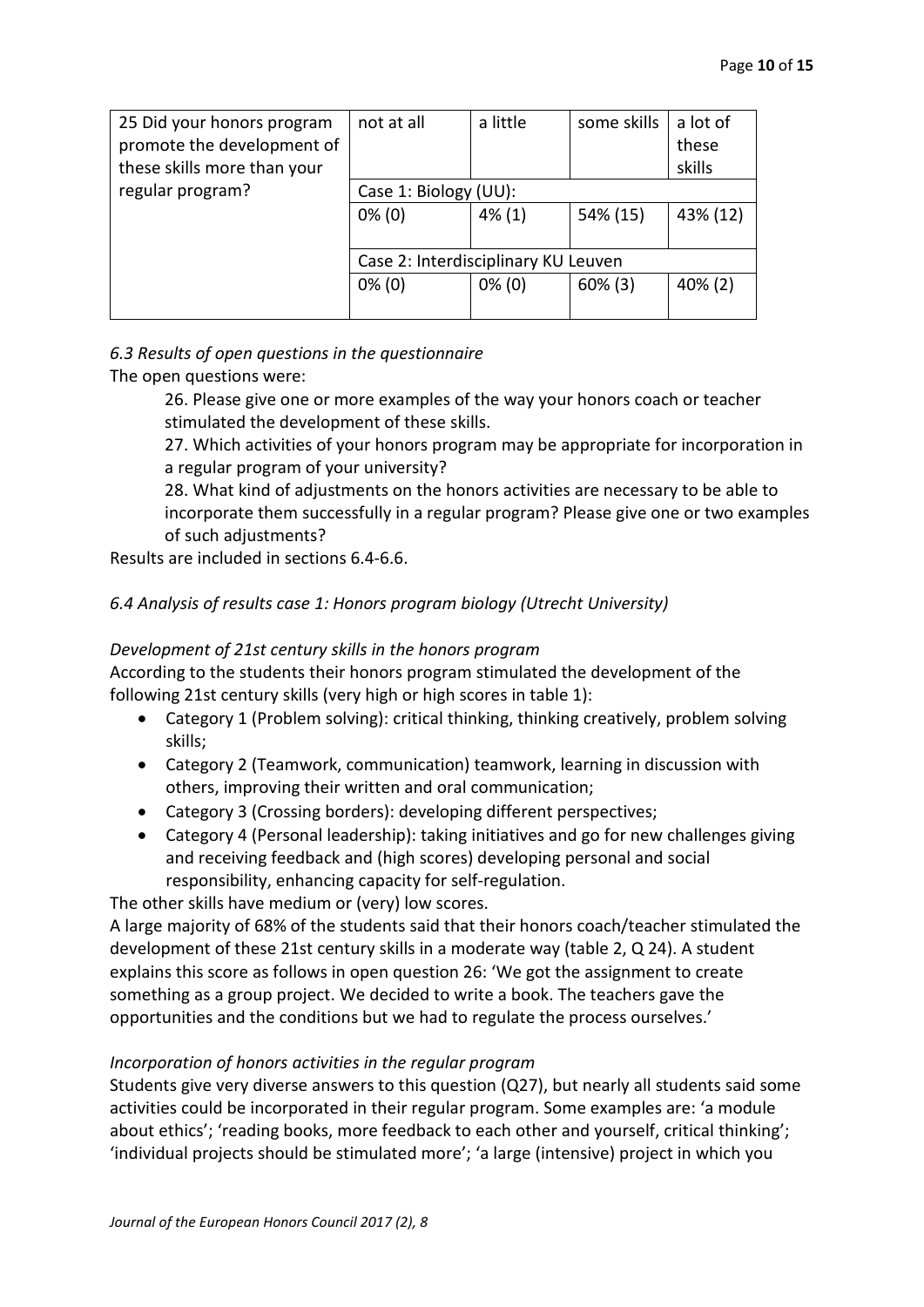| 25 Did your honors program promote the development of these skills more than your regular program? | not at all | a little | some skills | a lot of these skills |
|---|---|---|---|---|
| | Case 1: Biology (UU): | | | |
| | 0% (0) | 4% (1) | 54% (15) | 43% (12) |
| | Case 2: Interdisciplinary KU Leuven | | | |
| | 0% (0) | 0% (0) | 60% (3) | 40% (2) |

### *6.3 Results of open questions in the questionnaire*

The open questions were:

> 26. Please give one or more examples of the way your honors coach or teacher stimulated the development of these skills.
>
> 27. Which activities of your honors program may be appropriate for incorporation in a regular program of your university?
>
> 28. What kind of adjustments on the honors activities are necessary to be able to incorporate them successfully in a regular program? Please give one or two examples of such adjustments?

Results are included in sections 6.4-6.6.

### *6.4 Analysis of results case 1: Honors program biology (Utrecht University)*

*Development of 21st century skills in the honors program*

According to the students their honors program stimulated the development of the following 21st century skills (very high or high scores in table 1):

- Category 1 (Problem solving): critical thinking, thinking creatively, problem solving skills;
- Category 2 (Teamwork, communication) teamwork, learning in discussion with others, improving their written and oral communication;
- Category 3 (Crossing borders): developing different perspectives;
- Category 4 (Personal leadership): taking initiatives and go for new challenges giving and receiving feedback and (high scores) developing personal and social responsibility, enhancing capacity for self-regulation.

The other skills have medium or (very) low scores.

A large majority of 68% of the students said that their honors coach/teacher stimulated the development of these 21st century skills in a moderate way (table 2, Q 24). A student explains this score as follows in open question 26: 'We got the assignment to create something as a group project. We decided to write a book. The teachers gave the opportunities and the conditions but we had to regulate the process ourselves.'

*Incorporation of honors activities in the regular program*

Students give very diverse answers to this question (Q27), but nearly all students said some activities could be incorporated in their regular program. Some examples are: 'a module about ethics'; 'reading books, more feedback to each other and yourself, critical thinking'; 'individual projects should be stimulated more'; 'a large (intensive) project in which you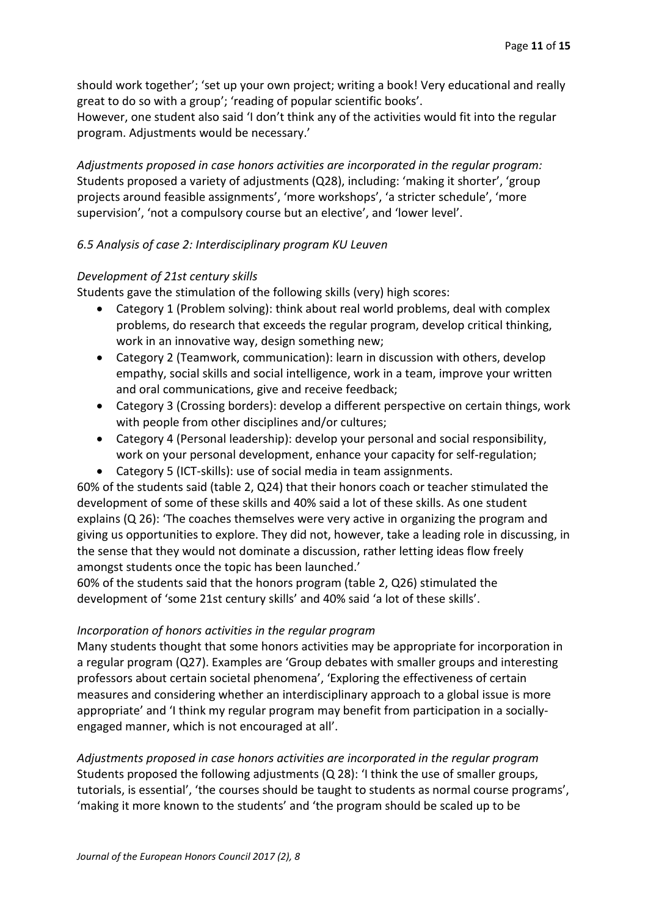should work together'; 'set up your own project; writing a book! Very educational and really great to do so with a group'; 'reading of popular scientific books'.
However, one student also said 'I don't think any of the activities would fit into the regular program. Adjustments would be necessary.'

*Adjustments proposed in case honors activities are incorporated in the regular program:* Students proposed a variety of adjustments (Q28), including: 'making it shorter', 'group projects around feasible assignments', 'more workshops', 'a stricter schedule', 'more supervision', 'not a compulsory course but an elective', and 'lower level'.

### *6.5 Analysis of case 2: Interdisciplinary program KU Leuven*

*Development of 21st century skills*
Students gave the stimulation of the following skills (very) high scores:

- Category 1 (Problem solving): think about real world problems, deal with complex problems, do research that exceeds the regular program, develop critical thinking, work in an innovative way, design something new;
- Category 2 (Teamwork, communication): learn in discussion with others, develop empathy, social skills and social intelligence, work in a team, improve your written and oral communications, give and receive feedback;
- Category 3 (Crossing borders): develop a different perspective on certain things, work with people from other disciplines and/or cultures;
- Category 4 (Personal leadership): develop your personal and social responsibility, work on your personal development, enhance your capacity for self-regulation;
- Category 5 (ICT-skills): use of social media in team assignments.

60% of the students said (table 2, Q24) that their honors coach or teacher stimulated the development of some of these skills and 40% said a lot of these skills. As one student explains (Q 26): 'The coaches themselves were very active in organizing the program and giving us opportunities to explore. They did not, however, take a leading role in discussing, in the sense that they would not dominate a discussion, rather letting ideas flow freely amongst students once the topic has been launched.'
60% of the students said that the honors program (table 2, Q26) stimulated the development of 'some 21st century skills' and 40% said 'a lot of these skills'.

*Incorporation of honors activities in the regular program*
Many students thought that some honors activities may be appropriate for incorporation in a regular program (Q27). Examples are 'Group debates with smaller groups and interesting professors about certain societal phenomena', 'Exploring the effectiveness of certain measures and considering whether an interdisciplinary approach to a global issue is more appropriate' and 'I think my regular program may benefit from participation in a socially-engaged manner, which is not encouraged at all'.

*Adjustments proposed in case honors activities are incorporated in the regular program*
Students proposed the following adjustments (Q 28): 'I think the use of smaller groups, tutorials, is essential', 'the courses should be taught to students as normal course programs', 'making it more known to the students' and 'the program should be scaled up to be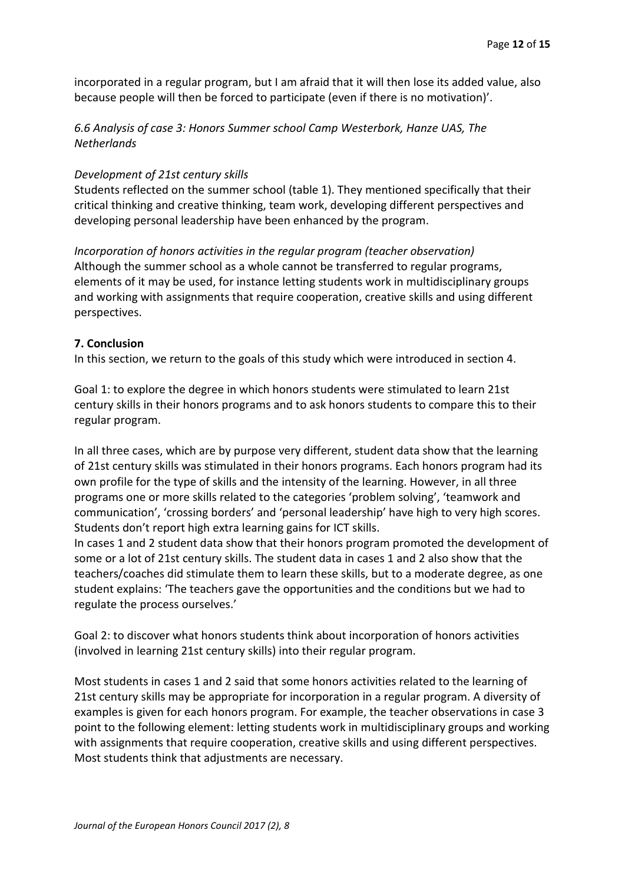incorporated in a regular program, but I am afraid that it will then lose its added value, also because people will then be forced to participate (even if there is no motivation)'.

### *6.6 Analysis of case 3: Honors Summer school Camp Westerbork, Hanze UAS, The Netherlands*

*Development of 21st century skills*

Students reflected on the summer school (table 1). They mentioned specifically that their critical thinking and creative thinking, team work, developing different perspectives and developing personal leadership have been enhanced by the program.

*Incorporation of honors activities in the regular program (teacher observation)*

Although the summer school as a whole cannot be transferred to regular programs, elements of it may be used, for instance letting students work in multidisciplinary groups and working with assignments that require cooperation, creative skills and using different perspectives.

## 7. Conclusion

In this section, we return to the goals of this study which were introduced in section 4.

Goal 1: to explore the degree in which honors students were stimulated to learn 21st century skills in their honors programs and to ask honors students to compare this to their regular program.

In all three cases, which are by purpose very different, student data show that the learning of 21st century skills was stimulated in their honors programs. Each honors program had its own profile for the type of skills and the intensity of the learning. However, in all three programs one or more skills related to the categories 'problem solving', 'teamwork and communication', 'crossing borders' and 'personal leadership' have high to very high scores. Students don't report high extra learning gains for ICT skills.

In cases 1 and 2 student data show that their honors program promoted the development of some or a lot of 21st century skills. The student data in cases 1 and 2 also show that the teachers/coaches did stimulate them to learn these skills, but to a moderate degree, as one student explains: 'The teachers gave the opportunities and the conditions but we had to regulate the process ourselves.'

Goal 2: to discover what honors students think about incorporation of honors activities (involved in learning 21st century skills) into their regular program.

Most students in cases 1 and 2 said that some honors activities related to the learning of 21st century skills may be appropriate for incorporation in a regular program. A diversity of examples is given for each honors program. For example, the teacher observations in case 3 point to the following element: letting students work in multidisciplinary groups and working with assignments that require cooperation, creative skills and using different perspectives. Most students think that adjustments are necessary.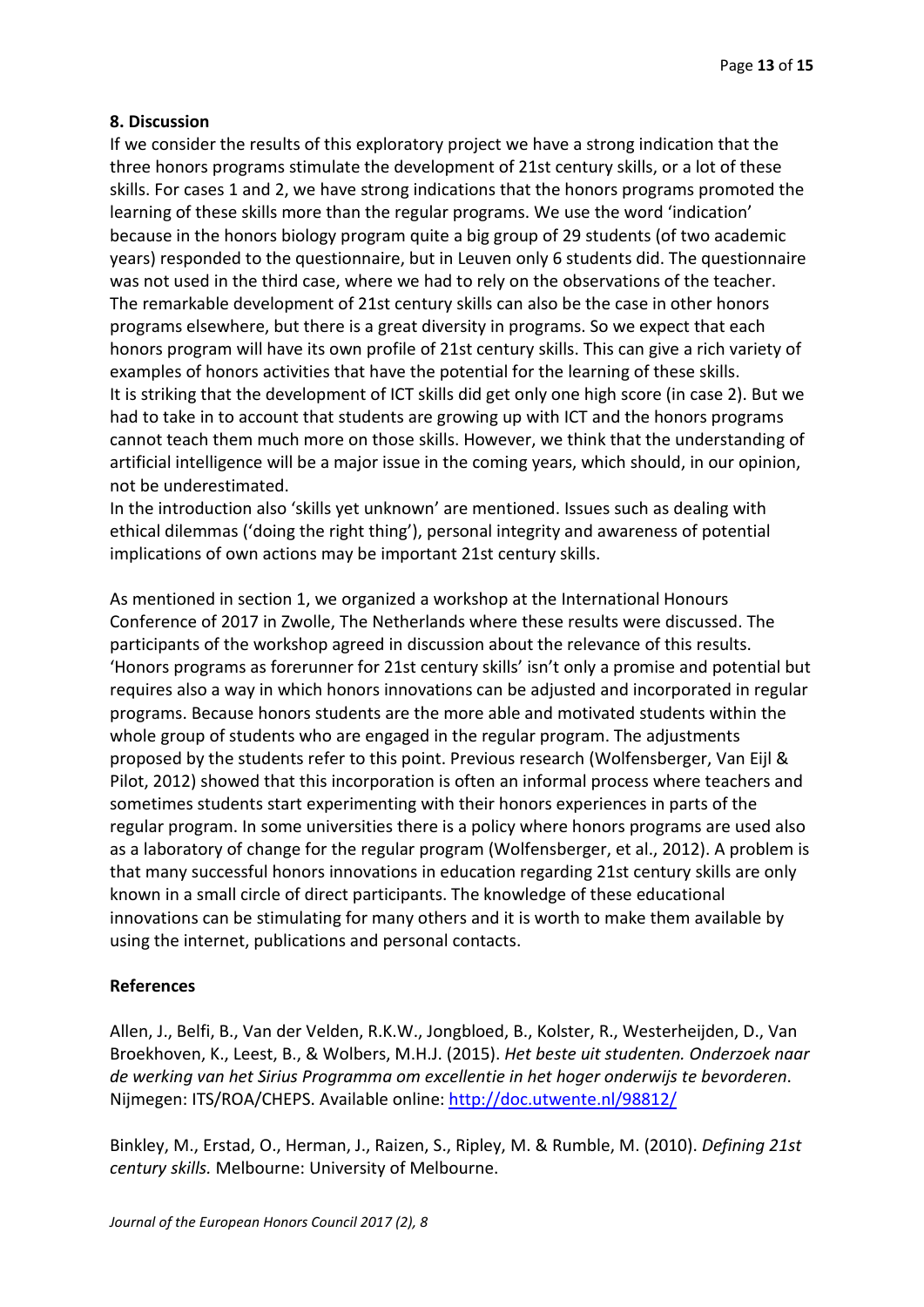## 8. Discussion

If we consider the results of this exploratory project we have a strong indication that the three honors programs stimulate the development of 21st century skills, or a lot of these skills. For cases 1 and 2, we have strong indications that the honors programs promoted the learning of these skills more than the regular programs. We use the word 'indication' because in the honors biology program quite a big group of 29 students (of two academic years) responded to the questionnaire, but in Leuven only 6 students did. The questionnaire was not used in the third case, where we had to rely on the observations of the teacher. The remarkable development of 21st century skills can also be the case in other honors programs elsewhere, but there is a great diversity in programs. So we expect that each honors program will have its own profile of 21st century skills. This can give a rich variety of examples of honors activities that have the potential for the learning of these skills.
It is striking that the development of ICT skills did get only one high score (in case 2). But we had to take in to account that students are growing up with ICT and the honors programs cannot teach them much more on those skills. However, we think that the understanding of artificial intelligence will be a major issue in the coming years, which should, in our opinion, not be underestimated.
In the introduction also 'skills yet unknown' are mentioned. Issues such as dealing with ethical dilemmas ('doing the right thing'), personal integrity and awareness of potential implications of own actions may be important 21st century skills.

As mentioned in section 1, we organized a workshop at the International Honours Conference of 2017 in Zwolle, The Netherlands where these results were discussed. The participants of the workshop agreed in discussion about the relevance of this results. 'Honors programs as forerunner for 21st century skills' isn't only a promise and potential but requires also a way in which honors innovations can be adjusted and incorporated in regular programs. Because honors students are the more able and motivated students within the whole group of students who are engaged in the regular program. The adjustments proposed by the students refer to this point. Previous research (Wolfensberger, Van Eijl & Pilot, 2012) showed that this incorporation is often an informal process where teachers and sometimes students start experimenting with their honors experiences in parts of the regular program. In some universities there is a policy where honors programs are used also as a laboratory of change for the regular program (Wolfensberger, et al., 2012). A problem is that many successful honors innovations in education regarding 21st century skills are only known in a small circle of direct participants. The knowledge of these educational innovations can be stimulating for many others and it is worth to make them available by using the internet, publications and personal contacts.

## References

Allen, J., Belfi, B., Van der Velden, R.K.W., Jongbloed, B., Kolster, R., Westerheijden, D., Van Broekhoven, K., Leest, B., & Wolbers, M.H.J. (2015). *Het beste uit studenten. Onderzoek naar de werking van het Sirius Programma om excellentie in het hoger onderwijs te bevorderen*. Nijmegen: ITS/ROA/CHEPS. Available online: http://doc.utwente.nl/98812/

Binkley, M., Erstad, O., Herman, J., Raizen, S., Ripley, M. & Rumble, M. (2010). *Defining 21st century skills.* Melbourne: University of Melbourne.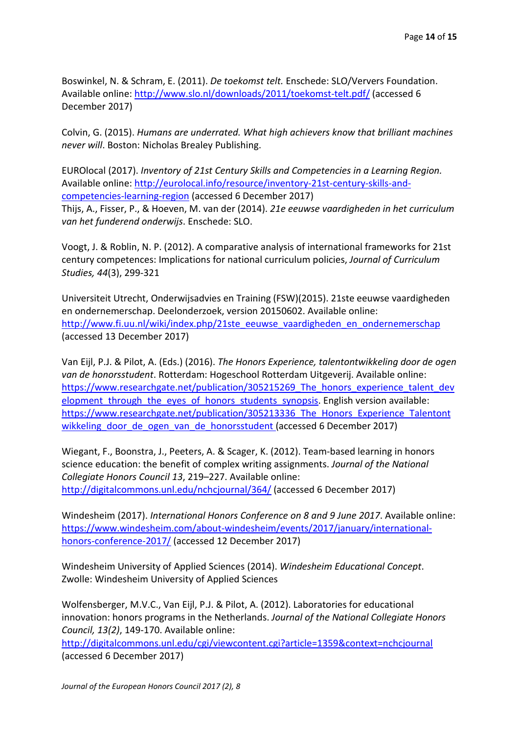Boswinkel, N. & Schram, E. (2011). *De toekomst telt.* Enschede: SLO/Ververs Foundation. Available online: http://www.slo.nl/downloads/2011/toekomst-telt.pdf/ (accessed 6 December 2017)

Colvin, G. (2015). *Humans are underrated. What high achievers know that brilliant machines never will*. Boston: Nicholas Brealey Publishing.

EUROlocal (2017). *Inventory of 21st Century Skills and Competencies in a Learning Region.* Available online: http://eurolocal.info/resource/inventory-21st-century-skills-and-competencies-learning-region (accessed 6 December 2017)
Thijs, A., Fisser, P., & Hoeven, M. van der (2014). *21e eeuwse vaardigheden in het curriculum van het funderend onderwijs*. Enschede: SLO.

Voogt, J. & Roblin, N. P. (2012). A comparative analysis of international frameworks for 21st century competences: Implications for national curriculum policies, *Journal of Curriculum Studies, 44*(3), 299-321

Universiteit Utrecht, Onderwijsadvies en Training (FSW)(2015). 21ste eeuwse vaardigheden en ondernemerschap. Deelonderzoek, version 20150602. Available online: http://www.fi.uu.nl/wiki/index.php/21ste_eeuwse_vaardigheden_en_ondernemerschap (accessed 13 December 2017)

Van Eijl, P.J. & Pilot, A. (Eds.) (2016). *The Honors Experience, talentontwikkeling door de ogen van de honorsstudent*. Rotterdam: Hogeschool Rotterdam Uitgeverij. Available online: https://www.researchgate.net/publication/305215269_The_honors_experience_talent_development_through_the_eyes_of_honors_students_synopsis. English version available: https://www.researchgate.net/publication/305213336_The_Honors_Experience_Talentontwikkeling_door_de_ogen_van_de_honorsstudent (accessed 6 December 2017)

Wiegant, F., Boonstra, J., Peeters, A. & Scager, K. (2012). Team-based learning in honors science education: the benefit of complex writing assignments. *Journal of the National Collegiate Honors Council 13*, 219–227. Available online: http://digitalcommons.unl.edu/nchcjournal/364/ (accessed 6 December 2017)

Windesheim (2017). *International Honors Conference on 8 and 9 June 2017*. Available online: https://www.windesheim.com/about-windesheim/events/2017/january/international-honors-conference-2017/ (accessed 12 December 2017)

Windesheim University of Applied Sciences (2014). *Windesheim Educational Concept*. Zwolle: Windesheim University of Applied Sciences

Wolfensberger, M.V.C., Van Eijl, P.J. & Pilot, A. (2012). Laboratories for educational innovation: honors programs in the Netherlands. *Journal of the National Collegiate Honors Council, 13(2)*, 149-170. Available online: http://digitalcommons.unl.edu/cgi/viewcontent.cgi?article=1359&context=nchcjournal (accessed 6 December 2017)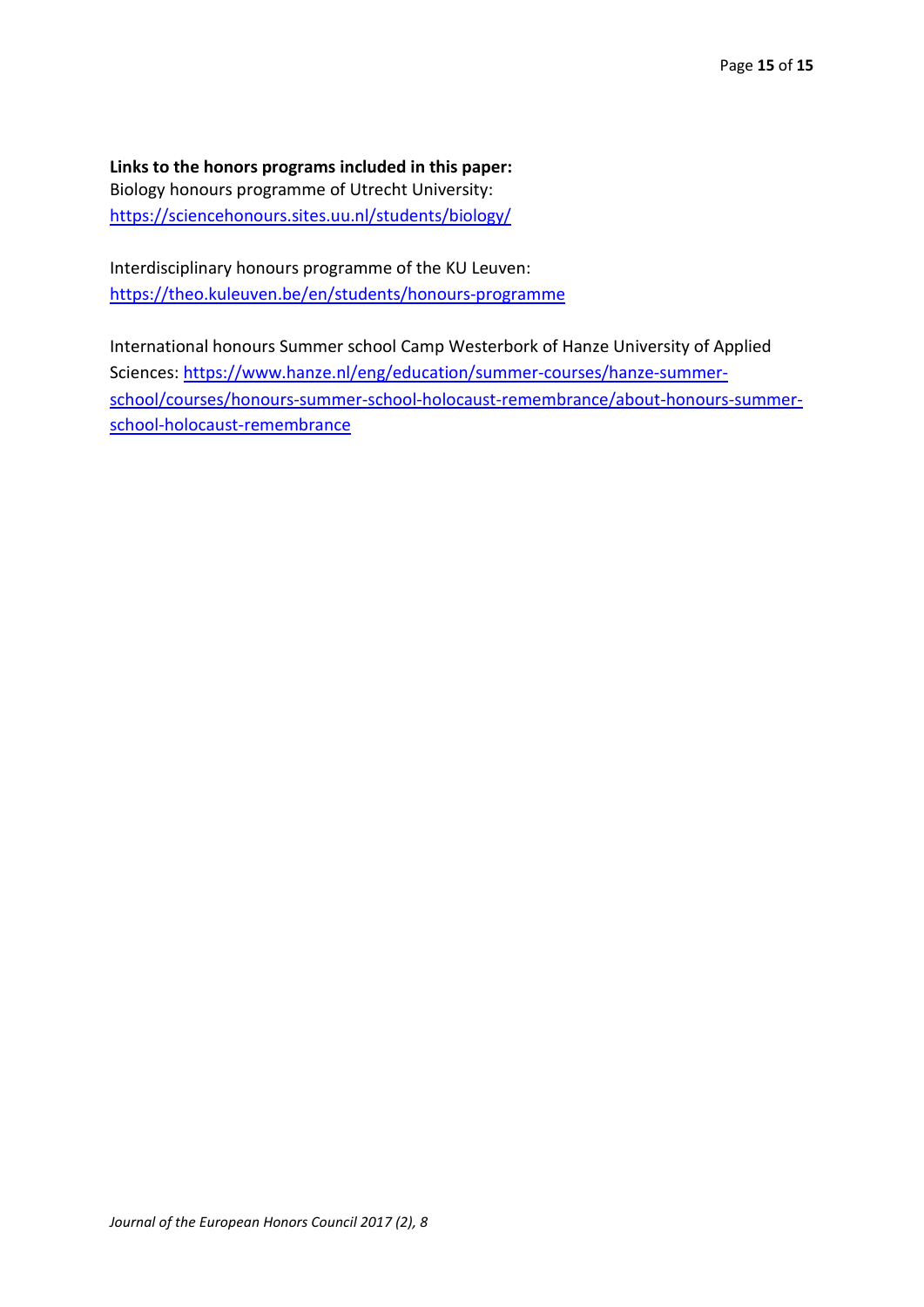**Links to the honors programs included in this paper:**
Biology honours programme of Utrecht University:
https://sciencehonours.sites.uu.nl/students/biology/

Interdisciplinary honours programme of the KU Leuven:
https://theo.kuleuven.be/en/students/honours-programme

International honours Summer school Camp Westerbork of Hanze University of Applied Sciences: https://www.hanze.nl/eng/education/summer-courses/hanze-summer-school/courses/honours-summer-school-holocaust-remembrance/about-honours-summer-school-holocaust-remembrance